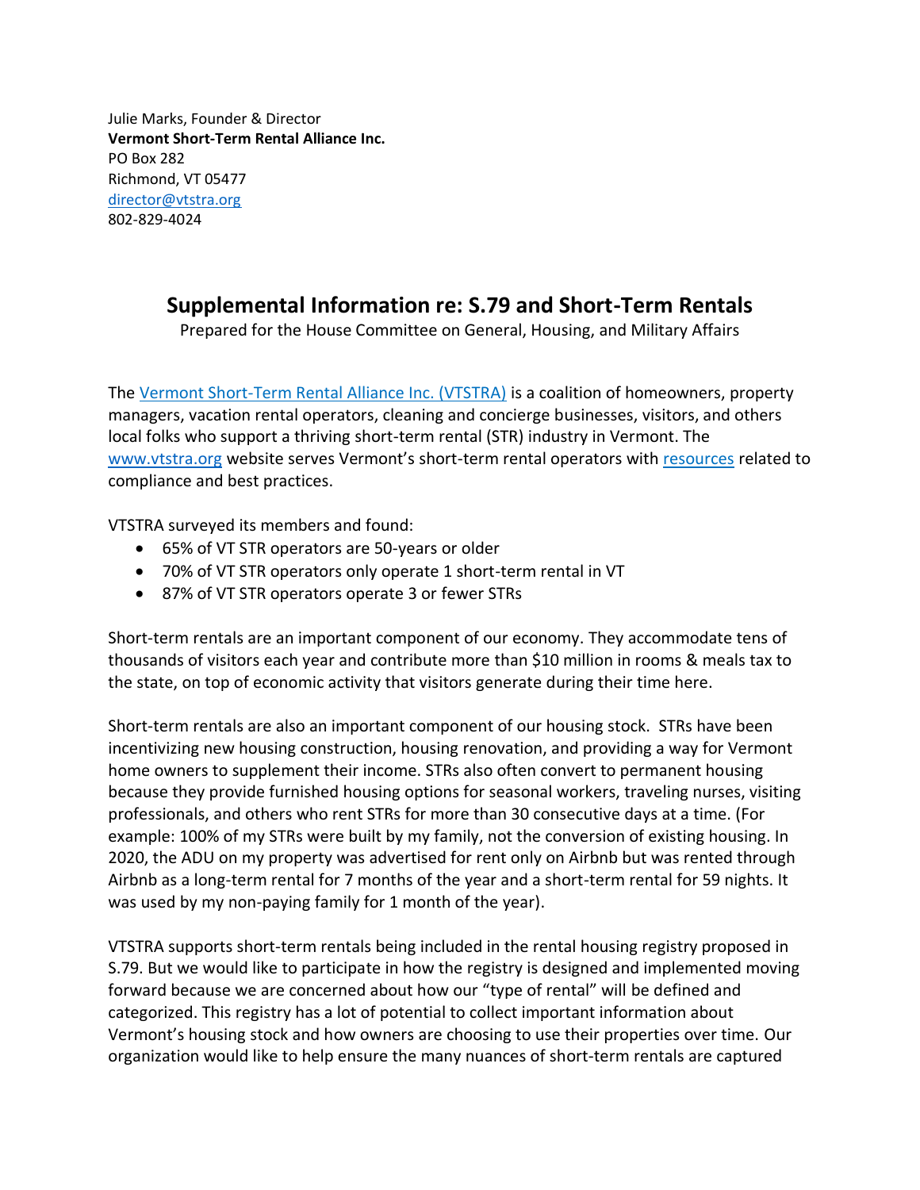Julie Marks, Founder & Director
**Vermont Short-Term Rental Alliance Inc.**
PO Box 282
Richmond, VT 05477
[director@vtstra.org](mailto:director@vtstra.org)
802-829-4024

# Supplemental Information re: S.79 and Short-Term Rentals

Prepared for the House Committee on General, Housing, and Military Affairs

The [Vermont Short-Term Rental Alliance Inc. (VTSTRA)](http://www.vtstra.org) is a coalition of homeowners, property managers, vacation rental operators, cleaning and concierge businesses, visitors, and others local folks who support a thriving short-term rental (STR) industry in Vermont. The [www.vtstra.org](http://www.vtstra.org) website serves Vermont's short-term rental operators with [resources](http://www.vtstra.org) related to compliance and best practices.

VTSTRA surveyed its members and found:

- 65% of VT STR operators are 50-years or older
- 70% of VT STR operators only operate 1 short-term rental in VT
- 87% of VT STR operators operate 3 or fewer STRs

Short-term rentals are an important component of our economy. They accommodate tens of thousands of visitors each year and contribute more than $10 million in rooms & meals tax to the state, on top of economic activity that visitors generate during their time here.

Short-term rentals are also an important component of our housing stock. STRs have been incentivizing new housing construction, housing renovation, and providing a way for Vermont home owners to supplement their income. STRs also often convert to permanent housing because they provide furnished housing options for seasonal workers, traveling nurses, visiting professionals, and others who rent STRs for more than 30 consecutive days at a time. (For example: 100% of my STRs were built by my family, not the conversion of existing housing. In 2020, the ADU on my property was advertised for rent only on Airbnb but was rented through Airbnb as a long-term rental for 7 months of the year and a short-term rental for 59 nights. It was used by my non-paying family for 1 month of the year).

VTSTRA supports short-term rentals being included in the rental housing registry proposed in S.79. But we would like to participate in how the registry is designed and implemented moving forward because we are concerned about how our "type of rental" will be defined and categorized. This registry has a lot of potential to collect important information about Vermont's housing stock and how owners are choosing to use their properties over time. Our organization would like to help ensure the many nuances of short-term rentals are captured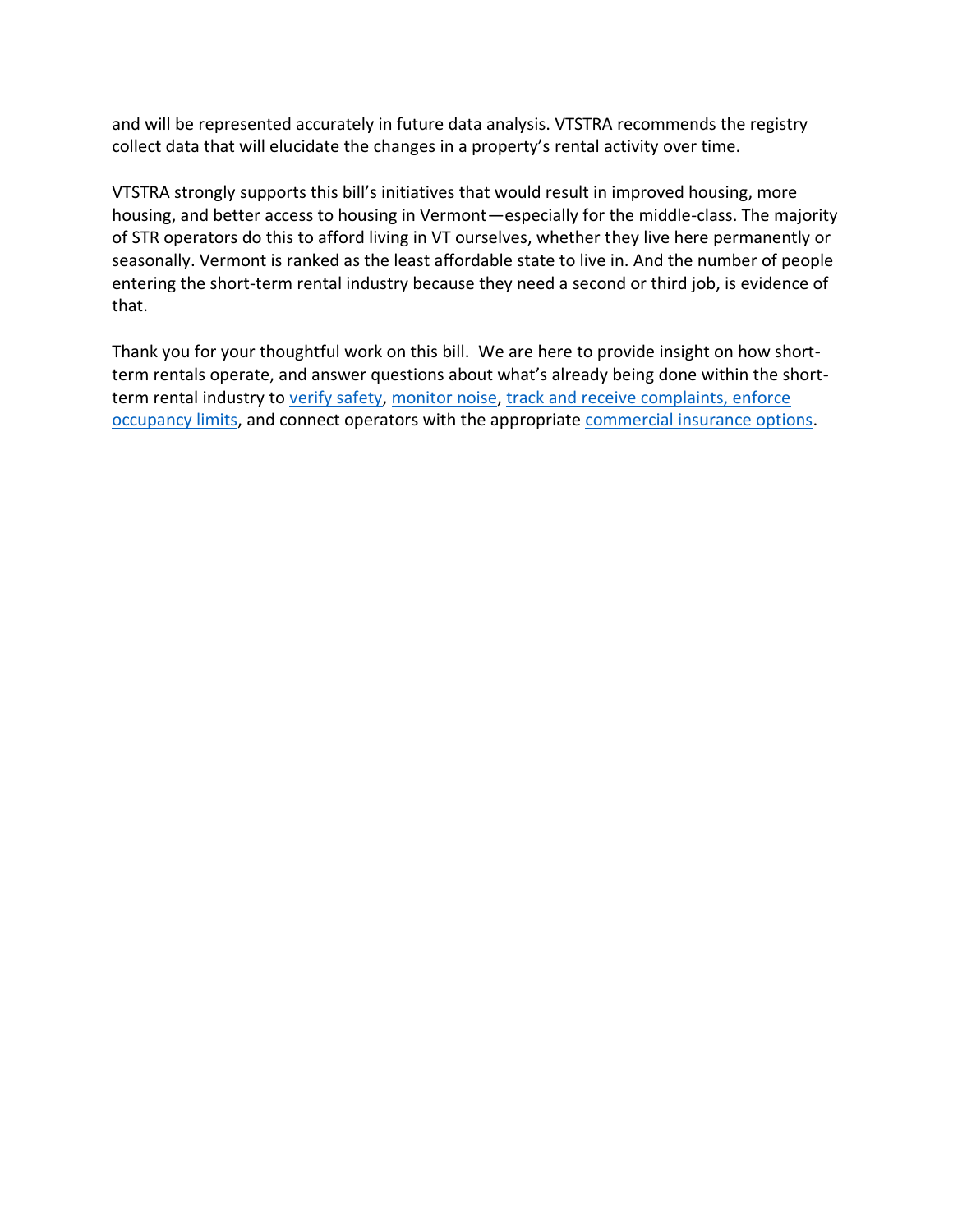and will be represented accurately in future data analysis. VTSTRA recommends the registry collect data that will elucidate the changes in a property's rental activity over time.

VTSTRA strongly supports this bill's initiatives that would result in improved housing, more housing, and better access to housing in Vermont—especially for the middle-class. The majority of STR operators do this to afford living in VT ourselves, whether they live here permanently or seasonally. Vermont is ranked as the least affordable state to live in. And the number of people entering the short-term rental industry because they need a second or third job, is evidence of that.

Thank you for your thoughtful work on this bill. We are here to provide insight on how short-term rentals operate, and answer questions about what's already being done within the short-term rental industry to verify safety, monitor noise, track and receive complaints, enforce occupancy limits, and connect operators with the appropriate commercial insurance options.